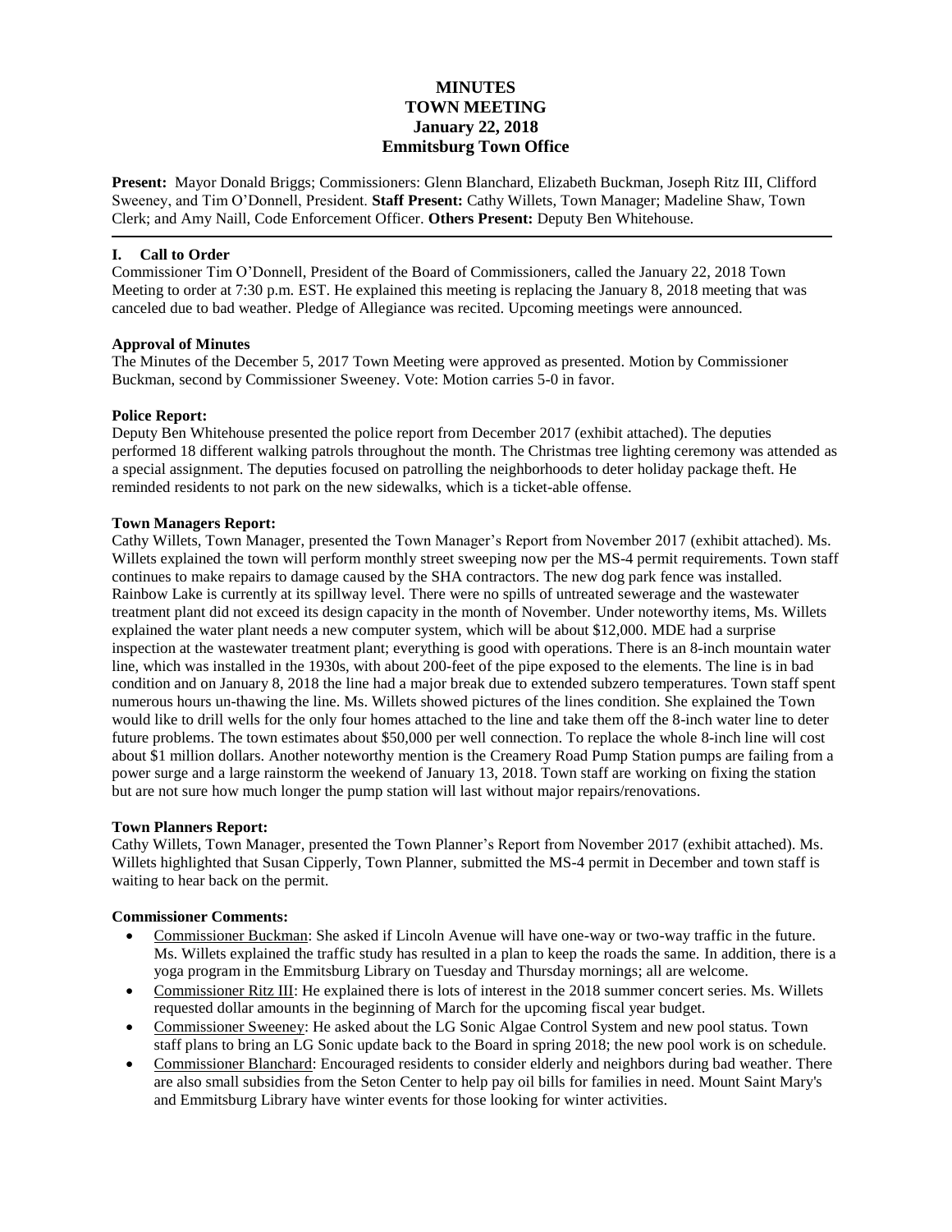# MINUTES
# TOWN MEETING
# January 22, 2018
# Emmitsburg Town Office

**Present:** Mayor Donald Briggs; Commissioners: Glenn Blanchard, Elizabeth Buckman, Joseph Ritz III, Clifford Sweeney, and Tim O'Donnell, President. **Staff Present:** Cathy Willets, Town Manager; Madeline Shaw, Town Clerk; and Amy Naill, Code Enforcement Officer. **Others Present:** Deputy Ben Whitehouse.

---

## I. Call to Order

Commissioner Tim O'Donnell, President of the Board of Commissioners, called the January 22, 2018 Town Meeting to order at 7:30 p.m. EST. He explained this meeting is replacing the January 8, 2018 meeting that was canceled due to bad weather. Pledge of Allegiance was recited. Upcoming meetings were announced.

### Approval of Minutes

The Minutes of the December 5, 2017 Town Meeting were approved as presented. Motion by Commissioner Buckman, second by Commissioner Sweeney. Vote: Motion carries 5-0 in favor.

### Police Report:

Deputy Ben Whitehouse presented the police report from December 2017 (exhibit attached). The deputies performed 18 different walking patrols throughout the month. The Christmas tree lighting ceremony was attended as a special assignment. The deputies focused on patrolling the neighborhoods to deter holiday package theft. He reminded residents to not park on the new sidewalks, which is a ticket-able offense.

### Town Managers Report:

Cathy Willets, Town Manager, presented the Town Manager's Report from November 2017 (exhibit attached). Ms. Willets explained the town will perform monthly street sweeping now per the MS-4 permit requirements. Town staff continues to make repairs to damage caused by the SHA contractors. The new dog park fence was installed. Rainbow Lake is currently at its spillway level. There were no spills of untreated sewerage and the wastewater treatment plant did not exceed its design capacity in the month of November. Under noteworthy items, Ms. Willets explained the water plant needs a new computer system, which will be about $12,000. MDE had a surprise inspection at the wastewater treatment plant; everything is good with operations. There is an 8-inch mountain water line, which was installed in the 1930s, with about 200-feet of the pipe exposed to the elements. The line is in bad condition and on January 8, 2018 the line had a major break due to extended subzero temperatures. Town staff spent numerous hours un-thawing the line. Ms. Willets showed pictures of the lines condition. She explained the Town would like to drill wells for the only four homes attached to the line and take them off the 8-inch water line to deter future problems. The town estimates about $50,000 per well connection. To replace the whole 8-inch line will cost about $1 million dollars. Another noteworthy mention is the Creamery Road Pump Station pumps are failing from a power surge and a large rainstorm the weekend of January 13, 2018. Town staff are working on fixing the station but are not sure how much longer the pump station will last without major repairs/renovations.

### Town Planners Report:

Cathy Willets, Town Manager, presented the Town Planner's Report from November 2017 (exhibit attached). Ms. Willets highlighted that Susan Cipperly, Town Planner, submitted the MS-4 permit in December and town staff is waiting to hear back on the permit.

### Commissioner Comments:

- Commissioner Buckman: She asked if Lincoln Avenue will have one-way or two-way traffic in the future. Ms. Willets explained the traffic study has resulted in a plan to keep the roads the same. In addition, there is a yoga program in the Emmitsburg Library on Tuesday and Thursday mornings; all are welcome.
- Commissioner Ritz III: He explained there is lots of interest in the 2018 summer concert series. Ms. Willets requested dollar amounts in the beginning of March for the upcoming fiscal year budget.
- Commissioner Sweeney: He asked about the LG Sonic Algae Control System and new pool status. Town staff plans to bring an LG Sonic update back to the Board in spring 2018; the new pool work is on schedule.
- Commissioner Blanchard: Encouraged residents to consider elderly and neighbors during bad weather. There are also small subsidies from the Seton Center to help pay oil bills for families in need. Mount Saint Mary's and Emmitsburg Library have winter events for those looking for winter activities.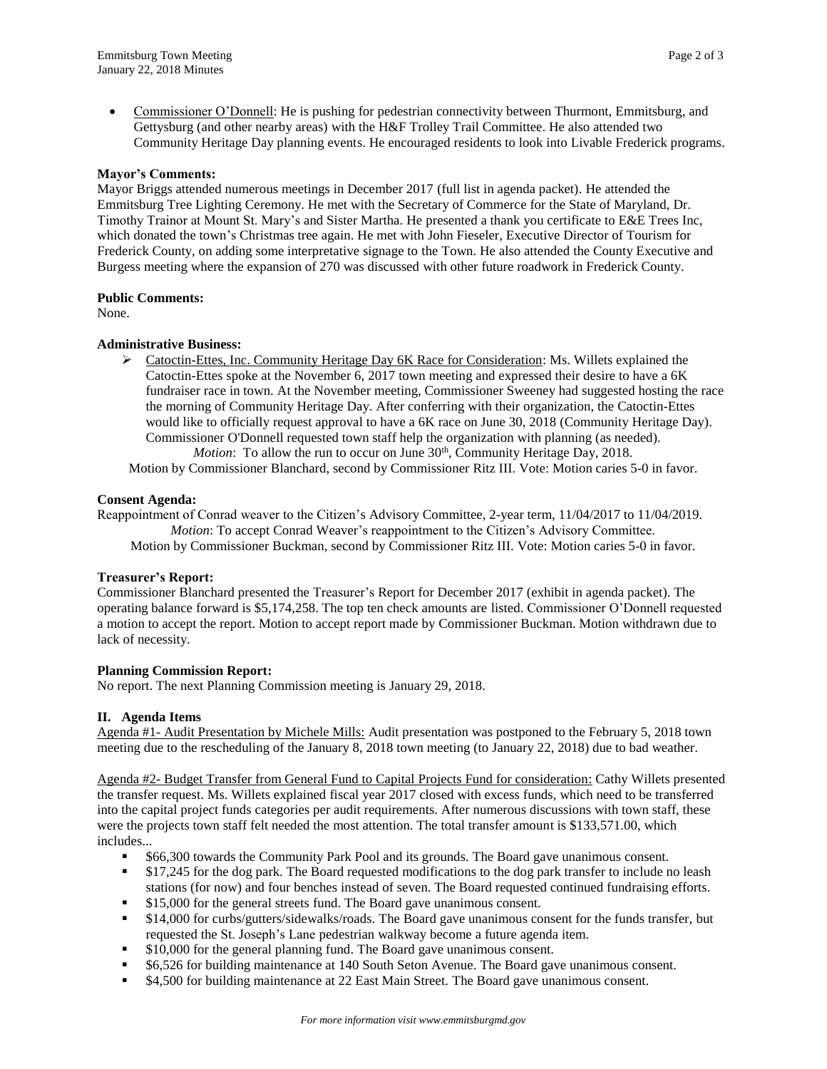- Commissioner O'Donnell: He is pushing for pedestrian connectivity between Thurmont, Emmitsburg, and Gettysburg (and other nearby areas) with the H&F Trolley Trail Committee. He also attended two Community Heritage Day planning events. He encouraged residents to look into Livable Frederick programs.

**Mayor's Comments:**
Mayor Briggs attended numerous meetings in December 2017 (full list in agenda packet). He attended the Emmitsburg Tree Lighting Ceremony. He met with the Secretary of Commerce for the State of Maryland, Dr. Timothy Trainor at Mount St. Mary's and Sister Martha. He presented a thank you certificate to E&E Trees Inc, which donated the town's Christmas tree again. He met with John Fieseler, Executive Director of Tourism for Frederick County, on adding some interpretative signage to the Town. He also attended the County Executive and Burgess meeting where the expansion of 270 was discussed with other future roadwork in Frederick County.

**Public Comments:**
None.

**Administrative Business:**

- Catoctin-Ettes, Inc. Community Heritage Day 6K Race for Consideration: Ms. Willets explained the Catoctin-Ettes spoke at the November 6, 2017 town meeting and expressed their desire to have a 6K fundraiser race in town. At the November meeting, Commissioner Sweeney had suggested hosting the race the morning of Community Heritage Day. After conferring with their organization, the Catoctin-Ettes would like to officially request approval to have a 6K race on June 30, 2018 (Community Heritage Day). Commissioner O'Donnell requested town staff help the organization with planning (as needed).
  *Motion*: To allow the run to occur on June 30th, Community Heritage Day, 2018.
  Motion by Commissioner Blanchard, second by Commissioner Ritz III. Vote: Motion caries 5-0 in favor.

**Consent Agenda:**
Reappointment of Conrad weaver to the Citizen's Advisory Committee, 2-year term, 11/04/2017 to 11/04/2019.
*Motion*: To accept Conrad Weaver's reappointment to the Citizen's Advisory Committee.
Motion by Commissioner Buckman, second by Commissioner Ritz III. Vote: Motion caries 5-0 in favor.

**Treasurer's Report:**
Commissioner Blanchard presented the Treasurer's Report for December 2017 (exhibit in agenda packet). The operating balance forward is $5,174,258. The top ten check amounts are listed. Commissioner O'Donnell requested a motion to accept the report. Motion to accept report made by Commissioner Buckman. Motion withdrawn due to lack of necessity.

**Planning Commission Report:**
No report. The next Planning Commission meeting is January 29, 2018.

## II. Agenda Items

Agenda #1- Audit Presentation by Michele Mills: Audit presentation was postponed to the February 5, 2018 town meeting due to the rescheduling of the January 8, 2018 town meeting (to January 22, 2018) due to bad weather.

Agenda #2- Budget Transfer from General Fund to Capital Projects Fund for consideration: Cathy Willets presented the transfer request. Ms. Willets explained fiscal year 2017 closed with excess funds, which need to be transferred into the capital project funds categories per audit requirements. After numerous discussions with town staff, these were the projects town staff felt needed the most attention. The total transfer amount is $133,571.00, which includes...

- $66,300 towards the Community Park Pool and its grounds. The Board gave unanimous consent.
- $17,245 for the dog park. The Board requested modifications to the dog park transfer to include no leash stations (for now) and four benches instead of seven. The Board requested continued fundraising efforts.
- $15,000 for the general streets fund. The Board gave unanimous consent.
- $14,000 for curbs/gutters/sidewalks/roads. The Board gave unanimous consent for the funds transfer, but requested the St. Joseph's Lane pedestrian walkway become a future agenda item.
- $10,000 for the general planning fund. The Board gave unanimous consent.
- $6,526 for building maintenance at 140 South Seton Avenue. The Board gave unanimous consent.
- $4,500 for building maintenance at 22 East Main Street. The Board gave unanimous consent.

*For more information visit www.emmitsburgmd.gov*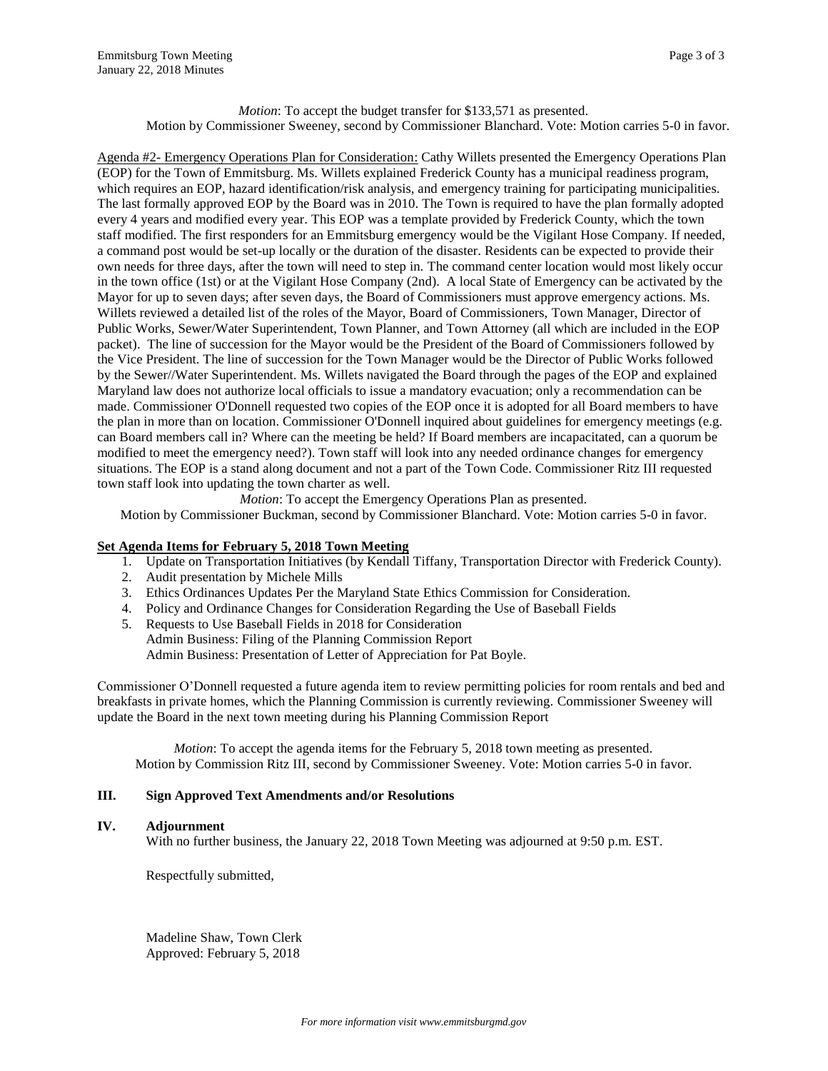*Motion*: To accept the budget transfer for $133,571 as presented.
Motion by Commissioner Sweeney, second by Commissioner Blanchard. Vote: Motion carries 5-0 in favor.

Agenda #2- Emergency Operations Plan for Consideration: Cathy Willets presented the Emergency Operations Plan (EOP) for the Town of Emmitsburg. Ms. Willets explained Frederick County has a municipal readiness program, which requires an EOP, hazard identification/risk analysis, and emergency training for participating municipalities. The last formally approved EOP by the Board was in 2010. The Town is required to have the plan formally adopted every 4 years and modified every year. This EOP was a template provided by Frederick County, which the town staff modified. The first responders for an Emmitsburg emergency would be the Vigilant Hose Company. If needed, a command post would be set-up locally or the duration of the disaster. Residents can be expected to provide their own needs for three days, after the town will need to step in. The command center location would most likely occur in the town office (1st) or at the Vigilant Hose Company (2nd). A local State of Emergency can be activated by the Mayor for up to seven days; after seven days, the Board of Commissioners must approve emergency actions. Ms. Willets reviewed a detailed list of the roles of the Mayor, Board of Commissioners, Town Manager, Director of Public Works, Sewer/Water Superintendent, Town Planner, and Town Attorney (all which are included in the EOP packet). The line of succession for the Mayor would be the President of the Board of Commissioners followed by the Vice President. The line of succession for the Town Manager would be the Director of Public Works followed by the Sewer//Water Superintendent. Ms. Willets navigated the Board through the pages of the EOP and explained Maryland law does not authorize local officials to issue a mandatory evacuation; only a recommendation can be made. Commissioner O'Donnell requested two copies of the EOP once it is adopted for all Board members to have the plan in more than on location. Commissioner O'Donnell inquired about guidelines for emergency meetings (e.g. can Board members call in? Where can the meeting be held? If Board members are incapacitated, can a quorum be modified to meet the emergency need?). Town staff will look into any needed ordinance changes for emergency situations. The EOP is a stand along document and not a part of the Town Code. Commissioner Ritz III requested town staff look into updating the town charter as well.

*Motion*: To accept the Emergency Operations Plan as presented.
Motion by Commissioner Buckman, second by Commissioner Blanchard. Vote: Motion carries 5-0 in favor.

**Set Agenda Items for February 5, 2018 Town Meeting**

1. Update on Transportation Initiatives (by Kendall Tiffany, Transportation Director with Frederick County).
2. Audit presentation by Michele Mills
3. Ethics Ordinances Updates Per the Maryland State Ethics Commission for Consideration.
4. Policy and Ordinance Changes for Consideration Regarding the Use of Baseball Fields
5. Requests to Use Baseball Fields in 2018 for Consideration
   Admin Business: Filing of the Planning Commission Report
   Admin Business: Presentation of Letter of Appreciation for Pat Boyle.

Commissioner O'Donnell requested a future agenda item to review permitting policies for room rentals and bed and breakfasts in private homes, which the Planning Commission is currently reviewing. Commissioner Sweeney will update the Board in the next town meeting during his Planning Commission Report

*Motion*: To accept the agenda items for the February 5, 2018 town meeting as presented.
Motion by Commission Ritz III, second by Commissioner Sweeney. Vote: Motion carries 5-0 in favor.

## III. Sign Approved Text Amendments and/or Resolutions

## IV. Adjournment

With no further business, the January 22, 2018 Town Meeting was adjourned at 9:50 p.m. EST.

Respectfully submitted,

Madeline Shaw, Town Clerk
Approved: February 5, 2018

*For more information visit www.emmitsburgmd.gov*